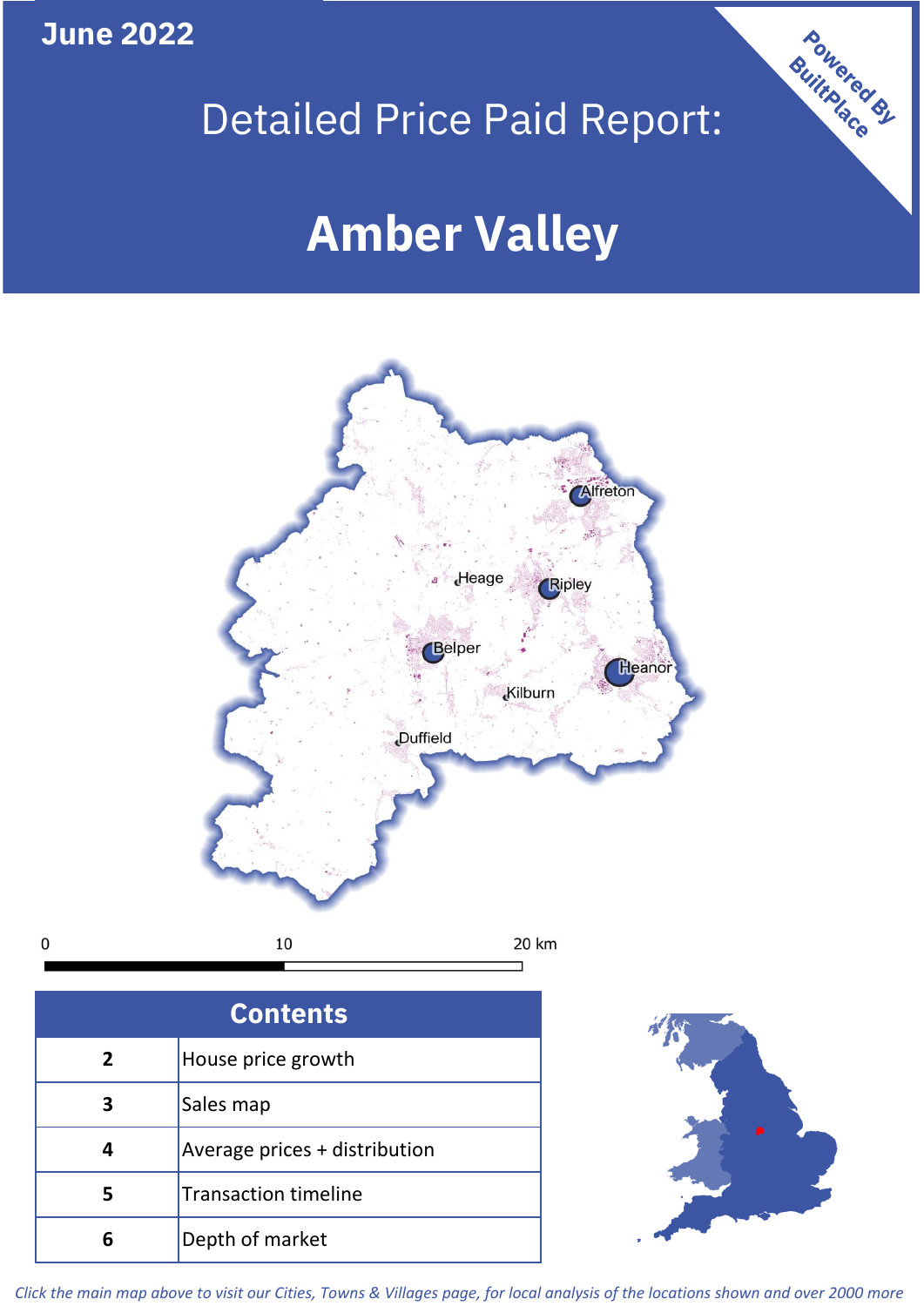June 2022

# Detailed Price Paid Report:

# Amber Valley

Powered By BuiltPlace

Alfreton
Heage
Ripley
Belper
Heanor
Kilburn
Duffield

0
10
20 km

| Contents | |
|---|---|
| 2 | House price growth |
| 3 | Sales map |
| 4 | Average prices + distribution |
| 5 | Transaction timeline |
| 6 | Depth of market |

*Click the main map above to visit our Cities, Towns & Villages page, for local analysis of the locations shown and over 2000 more*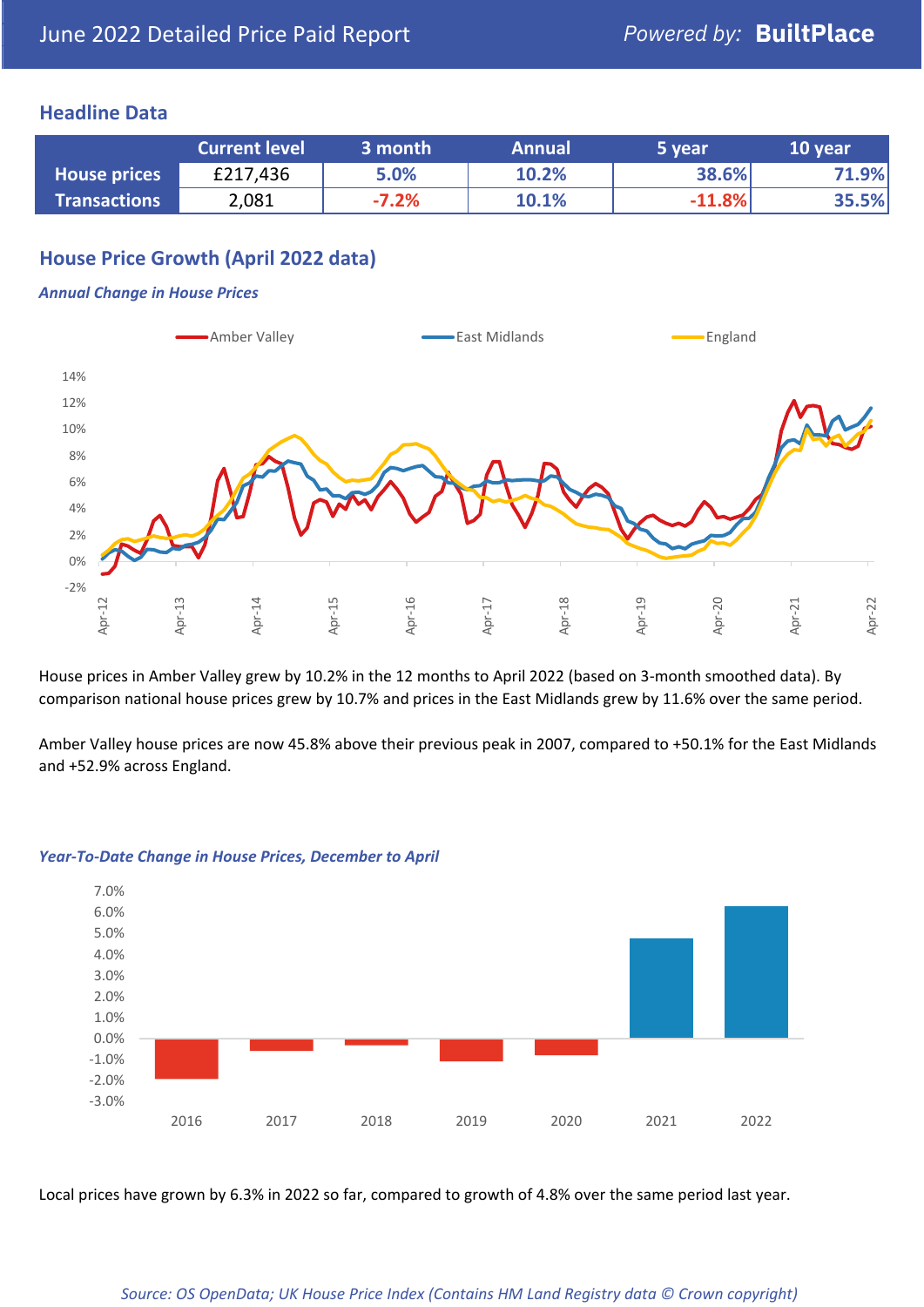June 2022 Detailed Price Paid Report

*Powered by:* **BuiltPlace**

## Headline Data

| | Current level | 3 month | Annual | 5 year | 10 year |
|---|---|---|---|---|---|
| **House prices** | £217,436 | 5.0% | 10.2% | 38.6% | 71.9% |
| **Transactions** | 2,081 | -7.2% | 10.1% | -11.8% | 35.5% |

## House Price Growth (April 2022 data)

### *Annual Change in House Prices*

Amber Valley
East Midlands
England

14%
12%
10%
8%
6%
4%
2%
0%
-2%

Apr-12
Apr-13
Apr-14
Apr-15
Apr-16
Apr-17
Apr-18
Apr-19
Apr-20
Apr-21
Apr-22

House prices in Amber Valley grew by 10.2% in the 12 months to April 2022 (based on 3-month smoothed data). By comparison national house prices grew by 10.7% and prices in the East Midlands grew by 11.6% over the same period.

Amber Valley house prices are now 45.8% above their previous peak in 2007, compared to +50.1% for the East Midlands and +52.9% across England.

### *Year-To-Date Change in House Prices, December to April*

7.0%
6.0%
5.0%
4.0%
3.0%
2.0%
1.0%
0.0%
-1.0%
-2.0%
-3.0%

2016
2017
2018
2019
2020
2021
2022

Local prices have grown by 6.3% in 2022 so far, compared to growth of 4.8% over the same period last year.

*Source: OS OpenData; UK House Price Index (Contains HM Land Registry data © Crown copyright)*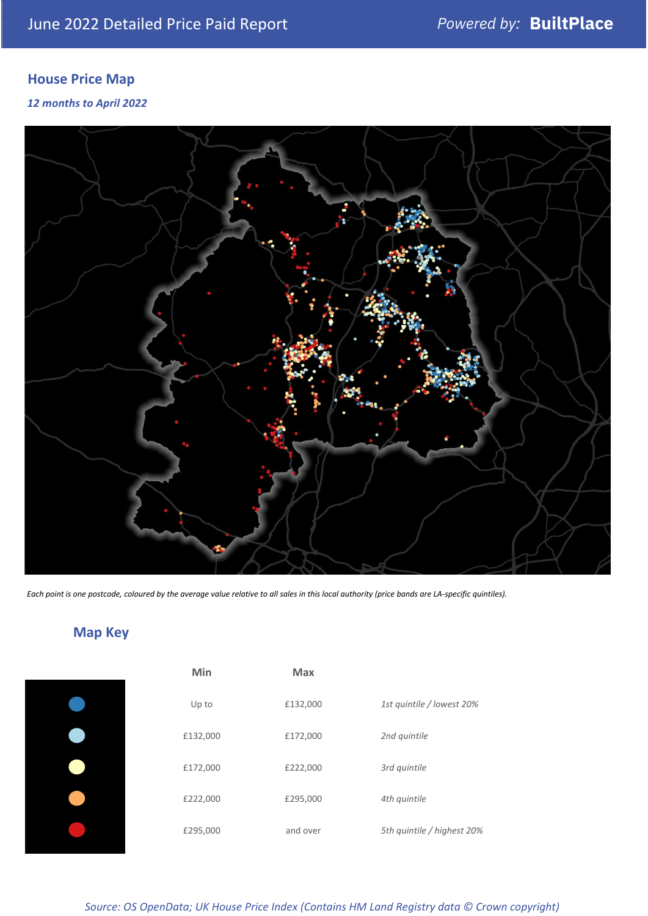## House Price Map

*12 months to April 2022*

*Each point is one postcode, coloured by the average value relative to all sales in this local authority (price bands are LA-specific quintiles).*

## Map Key

| | Min | Max | |
|---|---|---|---|
| Dark blue | Up to | £132,000 | *1st quintile / lowest 20%* |
| Light blue | £132,000 | £172,000 | *2nd quintile* |
| Pale yellow | £172,000 | £222,000 | *3rd quintile* |
| Orange | £222,000 | £295,000 | *4th quintile* |
| Red | £295,000 | and over | *5th quintile / highest 20%* |

*Source: OS OpenData; UK House Price Index (Contains HM Land Registry data © Crown copyright)*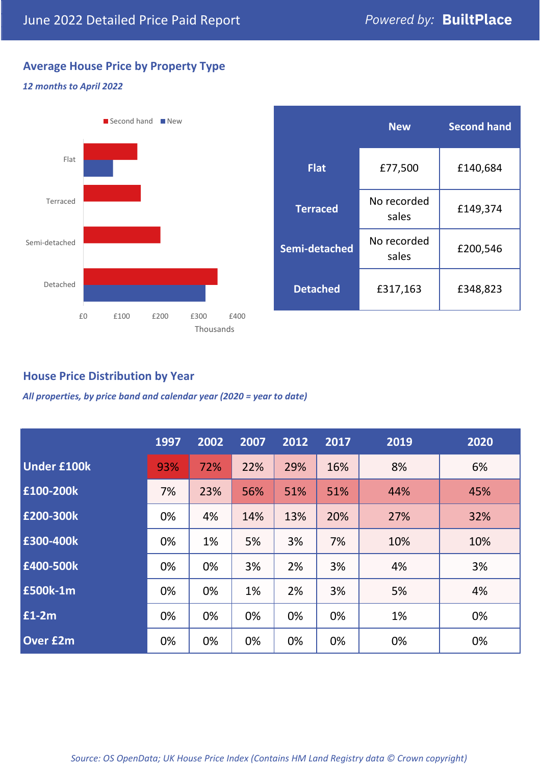June 2022 Detailed Price Paid Report

*Powered by:* **BuiltPlace**

## Average House Price by Property Type

***12 months to April 2022***

Second hand   New

Flat

Terraced

Semi-detached

Detached

£0   £100   £200   £300   £400

Thousands

| | New | Second hand |
|---|---|---|
| **Flat** | £77,500 | £140,684 |
| **Terraced** | No recorded sales | £149,374 |
| **Semi-detached** | No recorded sales | £200,546 |
| **Detached** | £317,163 | £348,823 |

## House Price Distribution by Year

***All properties, by price band and calendar year (2020 = year to date)***

| | 1997 | 2002 | 2007 | 2012 | 2017 | 2019 | 2020 |
|---|---|---|---|---|---|---|---|
| **Under £100k** | 93% | 72% | 22% | 29% | 16% | 8% | 6% |
| **£100-200k** | 7% | 23% | 56% | 51% | 51% | 44% | 45% |
| **£200-300k** | 0% | 4% | 14% | 13% | 20% | 27% | 32% |
| **£300-400k** | 0% | 1% | 5% | 3% | 7% | 10% | 10% |
| **£400-500k** | 0% | 0% | 3% | 2% | 3% | 4% | 3% |
| **£500k-1m** | 0% | 0% | 1% | 2% | 3% | 5% | 4% |
| **£1-2m** | 0% | 0% | 0% | 0% | 0% | 1% | 0% |
| **Over £2m** | 0% | 0% | 0% | 0% | 0% | 0% | 0% |

*Source: OS OpenData; UK House Price Index (Contains HM Land Registry data © Crown copyright)*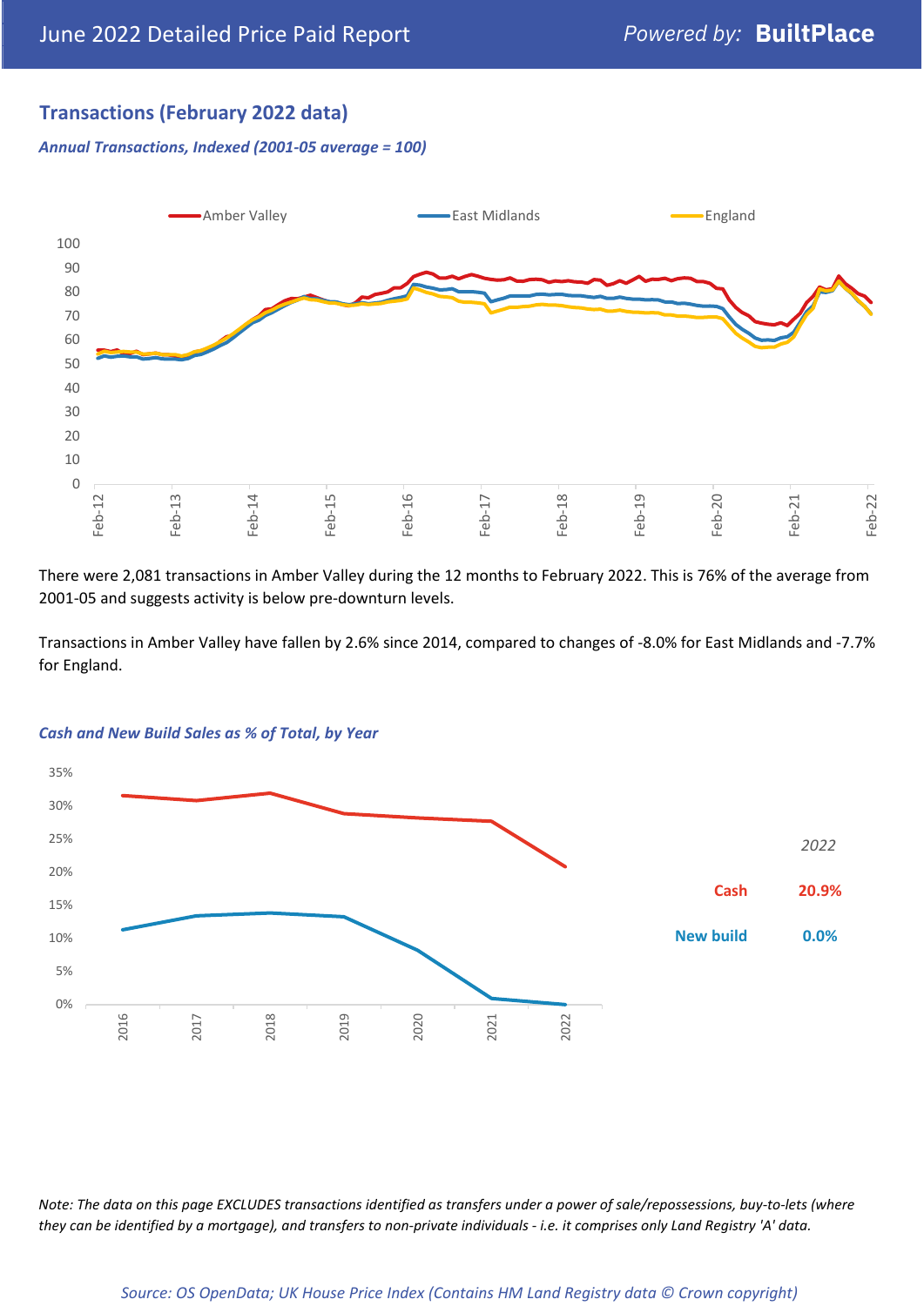## Transactions (February 2022 data)

*Annual Transactions, Indexed (2001-05 average = 100)*

Amber Valley
East Midlands
England

100
90
80
70
60
50
40
30
20
10
0

Feb-12
Feb-13
Feb-14
Feb-15
Feb-16
Feb-17
Feb-18
Feb-19
Feb-20
Feb-21
Feb-22

There were 2,081 transactions in Amber Valley during the 12 months to February 2022. This is 76% of the average from 2001-05 and suggests activity is below pre-downturn levels.

Transactions in Amber Valley have fallen by 2.6% since 2014, compared to changes of -8.0% for East Midlands and -7.7% for England.

*Cash and New Build Sales as % of Total, by Year*

35%
30%
25%
20%
15%
10%
5%
0%

2016
2017
2018
2019
2020
2021
2022

*2022*

Cash 20.9%

New build 0.0%

*Note: The data on this page EXCLUDES transactions identified as transfers under a power of sale/repossessions, buy-to-lets (where they can be identified by a mortgage), and transfers to non-private individuals - i.e. it comprises only Land Registry 'A' data.*

*Source: OS OpenData; UK House Price Index (Contains HM Land Registry data © Crown copyright)*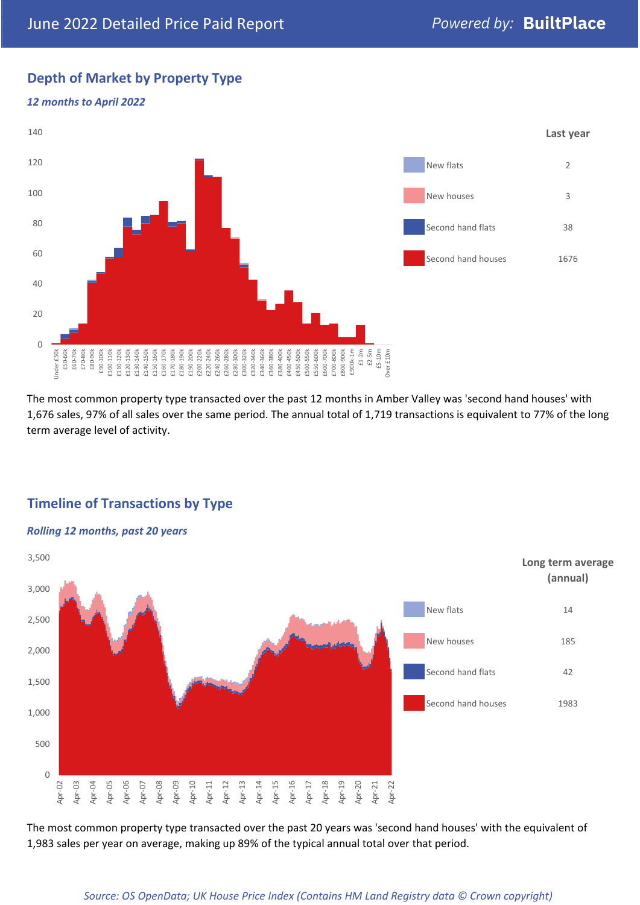June 2022 Detailed Price Paid Report

Powered by: **BuiltPlace**

## Depth of Market by Property Type

*12 months to April 2022*

140
120
100
80
60
40
20
0

Under £50k, £50-60k, £60-70k, £70-80k, £80-90k, £90-100k, £100-110k, £110-120k, £120-130k, £130-140k, £140-150k, £150-160k, £160-170k, £170-180k, £180-190k, £190-200k, £200-220k, £220-240k, £240-260k, £260-280k, £280-300k, £300-320k, £320-340k, £340-360k, £360-380k, £380-400k, £400-450k, £450-500k, £500-550k, £550-600k, £600-700k, £700-800k, £800-900k, £900k-1m, £1-2m, £2-5m, £5-10m, Over £10m

**Last year**

New flats 2

New houses 3

Second hand flats 38

Second hand houses 1676

The most common property type transacted over the past 12 months in Amber Valley was 'second hand houses' with 1,676 sales, 97% of all sales over the same period. The annual total of 1,719 transactions is equivalent to 77% of the long term average level of activity.

## Timeline of Transactions by Type

*Rolling 12 months, past 20 years*

3,500
3,000
2,500
2,000
1,500
1,000
500
0

Apr-02, Apr-03, Apr-04, Apr-05, Apr-06, Apr-07, Apr-08, Apr-09, Apr-10, Apr-11, Apr-12, Apr-13, Apr-14, Apr-15, Apr-16, Apr-17, Apr-18, Apr-19, Apr-20, Apr-21, Apr-22

**Long term average (annual)**

New flats 14

New houses 185

Second hand flats 42

Second hand houses 1983

The most common property type transacted over the past 20 years was 'second hand houses' with the equivalent of 1,983 sales per year on average, making up 89% of the typical annual total over that period.

*Source: OS OpenData; UK House Price Index (Contains HM Land Registry data © Crown copyright)*